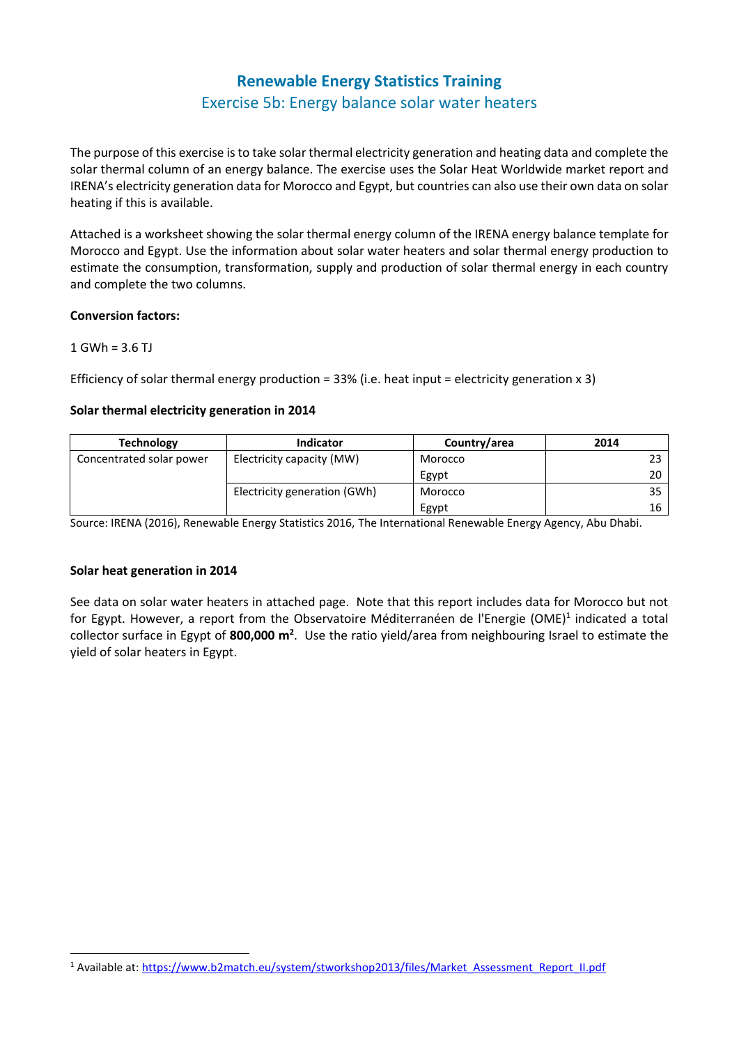# Renewable Energy Statistics Training

## Exercise 5b: Energy balance solar water heaters

The purpose of this exercise is to take solar thermal electricity generation and heating data and complete the solar thermal column of an energy balance. The exercise uses the Solar Heat Worldwide market report and IRENA's electricity generation data for Morocco and Egypt, but countries can also use their own data on solar heating if this is available.

Attached is a worksheet showing the solar thermal energy column of the IRENA energy balance template for Morocco and Egypt. Use the information about solar water heaters and solar thermal energy production to estimate the consumption, transformation, supply and production of solar thermal energy in each country and complete the two columns.

**Conversion factors:**

1 GWh = 3.6 TJ

Efficiency of solar thermal energy production = 33% (i.e. heat input = electricity generation x 3)

**Solar thermal electricity generation in 2014**

| Technology | Indicator | Country/area | 2014 |
|---|---|---|---|
| Concentrated solar power | Electricity capacity (MW) | Morocco | 23 |
| | | Egypt | 20 |
| | Electricity generation (GWh) | Morocco | 35 |
| | | Egypt | 16 |

Source: IRENA (2016), Renewable Energy Statistics 2016, The International Renewable Energy Agency, Abu Dhabi.

**Solar heat generation in 2014**

See data on solar water heaters in attached page. Note that this report includes data for Morocco but not for Egypt. However, a report from the Observatoire Méditerranéen de l'Energie (OME)[1] indicated a total collector surface in Egypt of **800,000 m²**. Use the ratio yield/area from neighbouring Israel to estimate the yield of solar heaters in Egypt.

[1] Available at: https://www.b2match.eu/system/stworkshop2013/files/Market_Assessment_Report_II.pdf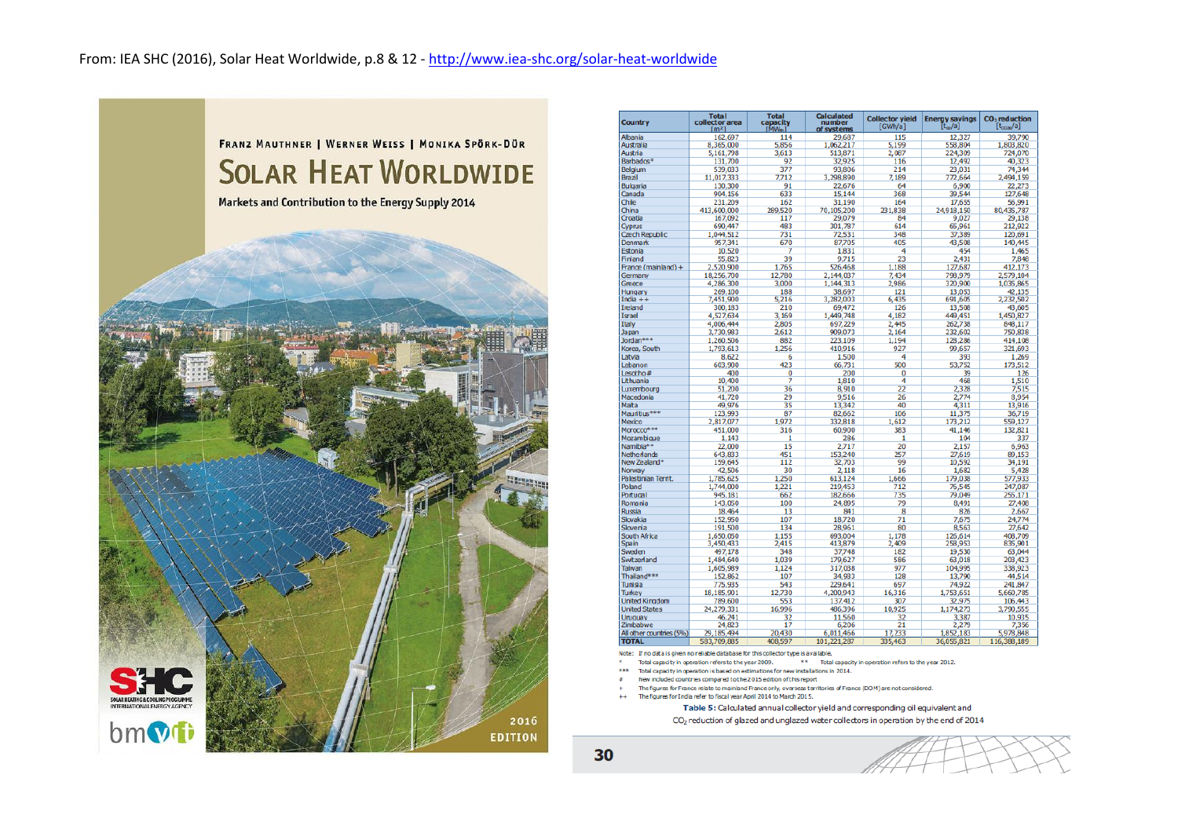From: IEA SHC (2016), Solar Heat Worldwide, p.8 & 12 - http://www.iea-shc.org/solar-heat-worldwide

FRANZ MAUTHNER | WERNER WEISS | MONIKA SPÖRK-DÜR

# SOLAR HEAT WORLDWIDE

Markets and Contribution to the Energy Supply 2014

SHC SOLAR HEATING & COOLING PROGRAMME INTERNATIONAL ENERGY AGENCY

bmvit

2016 EDITION

| Country | Total collector area [m²] | Total capacity [$MW_{th}$] | Calculated number of systems | Collector yield [GWh/a] | Energy savings [$t_{oe}$/a] | $CO_2$ reduction [$t_{CO2}$/a] |
|---|---|---|---|---|---|---|
| Albania | 162,697 | 114 | 29,687 | 115 | 12,327 | 39,790 |
| Australia | 8,365,000 | 5,856 | 1,062,217 | 5,199 | 558,804 | 1,803,820 |
| Austria | 5,161,798 | 3,613 | 513,871 | 2,087 | 224,309 | 724,070 |
| Barbados* | 131,700 | 92 | 32,925 | 116 | 12,492 | 40,323 |
| Belgium | 539,033 | 377 | 93,806 | 214 | 23,031 | 74,344 |
| Brazil | 11,017,333 | 7,712 | 3,298,890 | 7,189 | 772,664 | 2,494,159 |
| Bulgaria | 130,300 | 91 | 22,676 | 64 | 6,900 | 22,273 |
| Canada | 904,156 | 633 | 15,144 | 368 | 39,544 | 127,648 |
| Chile | 231,209 | 162 | 31,190 | 164 | 17,655 | 56,991 |
| China | 413,600,000 | 289,520 | 70,105,200 | 231,838 | 24,918,150 | 80,435,787 |
| Croatia | 167,092 | 117 | 29,079 | 84 | 9,027 | 29,138 |
| Cyprus | 690,447 | 483 | 301,787 | 614 | 65,961 | 212,922 |
| Czech Republic | 1,044,512 | 731 | 72,531 | 348 | 37,389 | 120,691 |
| Denmark | 957,341 | 670 | 87,705 | 405 | 43,508 | 140,445 |
| Estonia | 10,520 | 7 | 1,831 | 4 | 454 | 1,465 |
| Finland | 55,823 | 39 | 9,715 | 23 | 2,431 | 7,848 |
| France (mainland) + | 2,520,900 | 1,765 | 526,468 | 1,188 | 127,687 | 412,173 |
| Germany | 18,256,700 | 12,780 | 2,144,037 | 7,434 | 798,979 | 2,579,104 |
| Greece | 4,286,300 | 3,000 | 1,144,313 | 2,986 | 320,900 | 1,035,865 |
| Hungary | 269,100 | 188 | 38,697 | 121 | 13,053 | 42,135 |
| India ++ | 7,451,900 | 5,216 | 3,282,003 | 6,435 | 691,605 | 2,232,502 |
| Ireland | 300,183 | 210 | 69,472 | 126 | 13,508 | 43,605 |
| Israel | 4,527,634 | 3,169 | 1,449,748 | 4,182 | 449,451 | 1,450,827 |
| Italy | 4,006,444 | 2,805 | 697,229 | 2,445 | 262,738 | 848,117 |
| Japan | 3,730,983 | 2,612 | 909,073 | 2,164 | 232,602 | 750,838 |
| Jordan*** | 1,260,506 | 882 | 223,109 | 1,194 | 128,286 | 414,108 |
| Korea, South | 1,793,613 | 1,256 | 410,916 | 927 | 99,657 | 321,693 |
| Latvia | 8,622 | 6 | 1,500 | 4 | 393 | 1,269 |
| Lebanon | 603,900 | 423 | 66,731 | 500 | 53,752 | 173,512 |
| Lesotho # | 400 | 0 | 200 | 0 | 39 | 126 |
| Lithuania | 10,400 | 7 | 1,810 | 4 | 468 | 1,510 |
| Luxembourg | 51,200 | 36 | 8,910 | 22 | 2,328 | 7,515 |
| Macedonia | 41,720 | 29 | 9,516 | 26 | 2,774 | 8,954 |
| Malta | 49,976 | 35 | 13,342 | 40 | 4,311 | 13,916 |
| Mauritius*** | 123,993 | 87 | 82,662 | 106 | 11,375 | 36,719 |
| Mexico | 2,817,077 | 1,972 | 332,818 | 1,612 | 173,212 | 559,127 |
| Morocco*** | 451,000 | 316 | 60,900 | 383 | 41,146 | 132,821 |
| Mozambique | 1,143 | 1 | 286 | 1 | 104 | 337 |
| Namibia** | 22,000 | 15 | 2,717 | 20 | 2,157 | 6,963 |
| Netherlands | 643,833 | 451 | 153,240 | 257 | 27,619 | 89,153 |
| New Zealand* | 159,645 | 112 | 32,703 | 99 | 10,592 | 34,191 |
| Norway | 42,506 | 30 | 2,118 | 16 | 1,682 | 5,428 |
| Palestinian Territ. | 1,785,625 | 1,250 | 613,124 | 1,666 | 179,038 | 577,933 |
| Poland | 1,744,000 | 1,221 | 219,453 | 712 | 76,545 | 247,087 |
| Portugal | 945,181 | 662 | 182,666 | 735 | 79,049 | 255,171 |
| Romania | 143,050 | 100 | 24,895 | 79 | 8,491 | 27,408 |
| Russia | 18,464 | 13 | 841 | 8 | 826 | 2,667 |
| Slovakia | 152,950 | 107 | 18,720 | 71 | 7,675 | 24,774 |
| Slovenia | 191,500 | 134 | 28,961 | 80 | 8,563 | 27,642 |
| South Africa | 1,650,050 | 1,155 | 693,004 | 1,178 | 126,614 | 408,709 |
| Spain | 3,450,433 | 2,415 | 413,879 | 2,409 | 258,953 | 835,901 |
| Sweden | 497,178 | 348 | 37,748 | 182 | 19,530 | 63,044 |
| Switzerland | 1,484,640 | 1,039 | 179,627 | 586 | 63,018 | 203,423 |
| Taiwan | 1,605,989 | 1,124 | 317,038 | 977 | 104,995 | 338,923 |
| Thailand*** | 152,862 | 107 | 34,933 | 128 | 13,790 | 44,514 |
| Tunisia | 775,935 | 543 | 229,641 | 697 | 74,922 | 241,847 |
| Turkey | 18,185,901 | 12,730 | 4,200,943 | 16,316 | 1,753,651 | 5,660,785 |
| United Kingdom | 789,600 | 553 | 137,412 | 307 | 32,975 | 106,443 |
| United States | 24,279,331 | 16,996 | 486,396 | 10,925 | 1,174,273 | 3,790,555 |
| Uruguay | 46,241 | 32 | 11,560 | 32 | 3,387 | 10,935 |
| Zimbabwe | 24,823 | 17 | 6,206 | 21 | 2,279 | 7,356 |
| All other countries (5%) | 29,185,494 | 20,430 | 6,011,466 | 17,233 | 1,852,183 | 5,978,848 |
| **TOTAL** | **583,709,885** | **408,597** | **101,221,287** | **335,463** | **36,055,821** | **116,388,189** |

Note: If no data is given no reliable database for this collector type is available.

\* Total capacity in operation refers to the year 2009. \*\* Total capacity in operation refers to the year 2012.

\*\*\* Total capacity in operation is based on estimations for new installations in 2014.

\# New included countries compared to the 2015 edition of this report

\+ The figures for France relate to mainland France only, overseas territories of France (DOM) are not considered.

++ The figures for India refer to fiscal year April 2014 to March 2015.

**Table 5:** Calculated annual collector yield and corresponding oil equivalent and $CO_2$ reduction of glazed and unglazed water collectors in operation by the end of 2014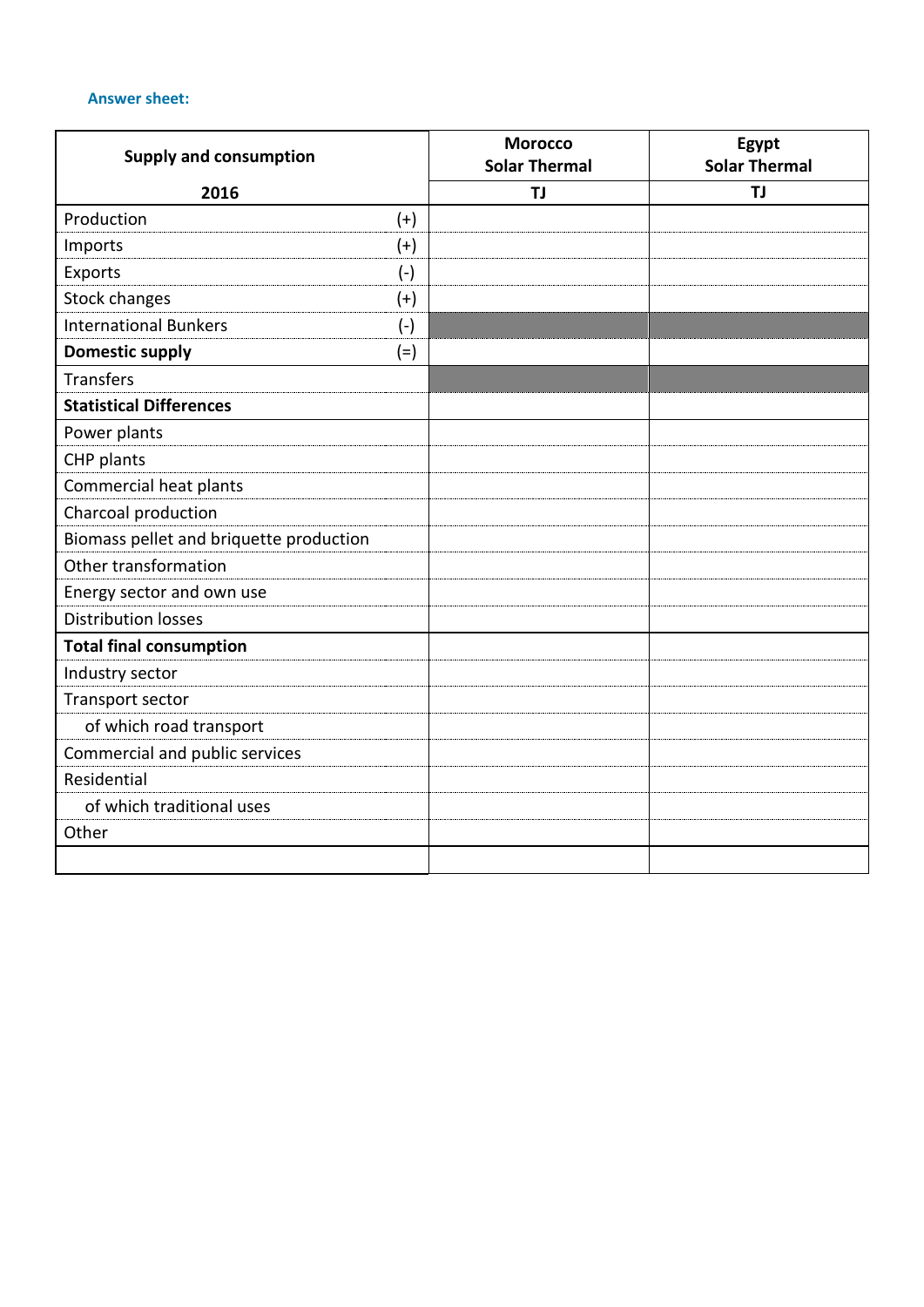**Answer sheet:**

| Supply and consumption<br>2016 | | Morocco<br>Solar Thermal<br>TJ | Egypt<br>Solar Thermal<br>TJ |
|---|---|---|---|
| Production | (+) | | |
| Imports | (+) | | |
| Exports | (-) | | |
| Stock changes | (+) | | |
| International Bunkers | (-) | | |
| **Domestic supply** | (=) | | |
| Transfers | | | |
| **Statistical Differences** | | | |
| Power plants | | | |
| CHP plants | | | |
| Commercial heat plants | | | |
| Charcoal production | | | |
| Biomass pellet and briquette production | | | |
| Other transformation | | | |
| Energy sector and own use | | | |
| Distribution losses | | | |
| **Total final consumption** | | | |
| Industry sector | | | |
| Transport sector | | | |
| of which road transport | | | |
| Commercial and public services | | | |
| Residential | | | |
| of which traditional uses | | | |
| Other | | | |
| | | | |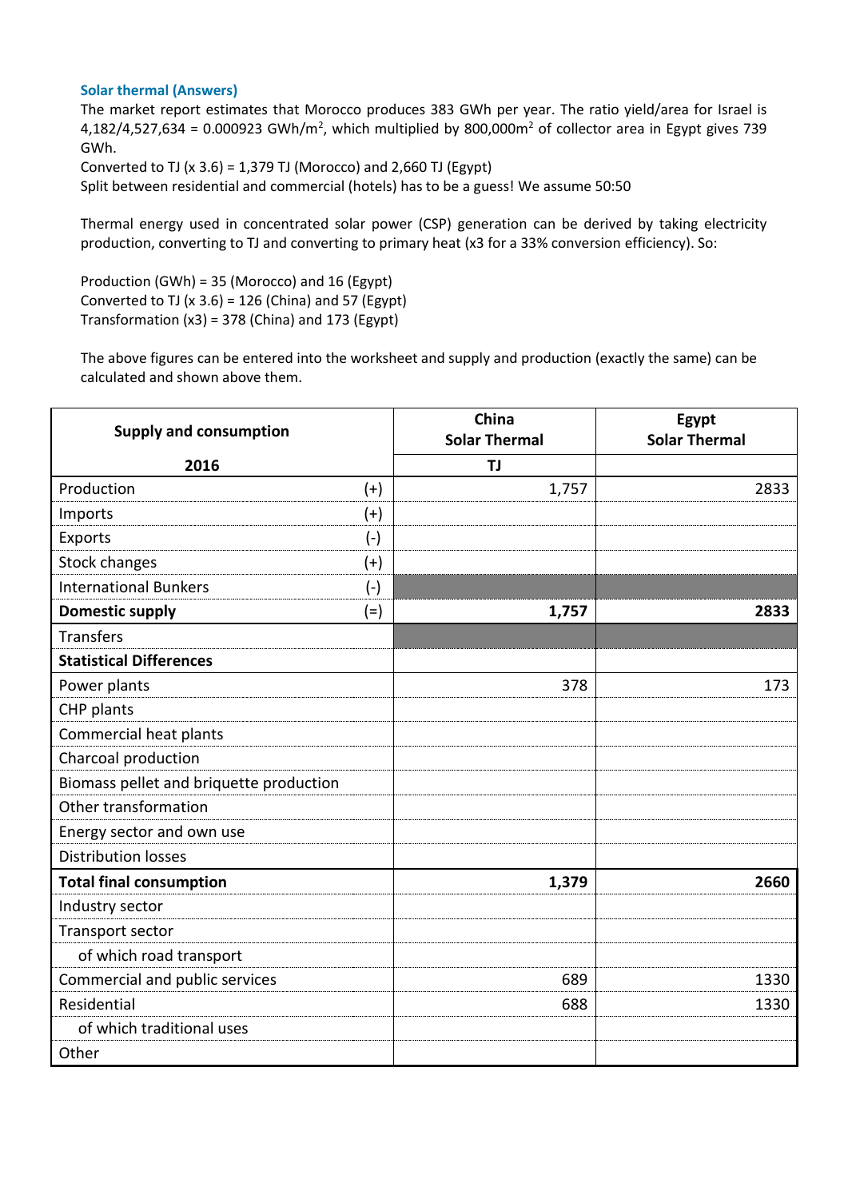### Solar thermal (Answers)

The market report estimates that Morocco produces 383 GWh per year. The ratio yield/area for Israel is 4,182/4,527,634 = 0.000923 GWh/m$^2$, which multiplied by 800,000m$^2$ of collector area in Egypt gives 739 GWh.

Converted to TJ (x 3.6) = 1,379 TJ (Morocco) and 2,660 TJ (Egypt)

Split between residential and commercial (hotels) has to be a guess! We assume 50:50

Thermal energy used in concentrated solar power (CSP) generation can be derived by taking electricity production, converting to TJ and converting to primary heat (x3 for a 33% conversion efficiency). So:

Production (GWh) = 35 (Morocco) and 16 (Egypt)
Converted to TJ (x 3.6) = 126 (China) and 57 (Egypt)
Transformation (x3) = 378 (China) and 173 (Egypt)

The above figures can be entered into the worksheet and supply and production (exactly the same) can be calculated and shown above them.

| Supply and consumption | | China Solar Thermal | Egypt Solar Thermal |
|---|---|---|---|
| **2016** | | **TJ** | |
| Production | (+) | 1,757 | 2833 |
| Imports | (+) | | |
| Exports | (-) | | |
| Stock changes | (+) | | |
| International Bunkers | (-) | | |
| **Domestic supply** | (=) | **1,757** | **2833** |
| Transfers | | | |
| **Statistical Differences** | | | |
| Power plants | | 378 | 173 |
| CHP plants | | | |
| Commercial heat plants | | | |
| Charcoal production | | | |
| Biomass pellet and briquette production | | | |
| Other transformation | | | |
| Energy sector and own use | | | |
| Distribution losses | | | |
| **Total final consumption** | | **1,379** | **2660** |
| Industry sector | | | |
| Transport sector | | | |
| of which road transport | | | |
| Commercial and public services | | 689 | 1330 |
| Residential | | 688 | 1330 |
| of which traditional uses | | | |
| Other | | | |